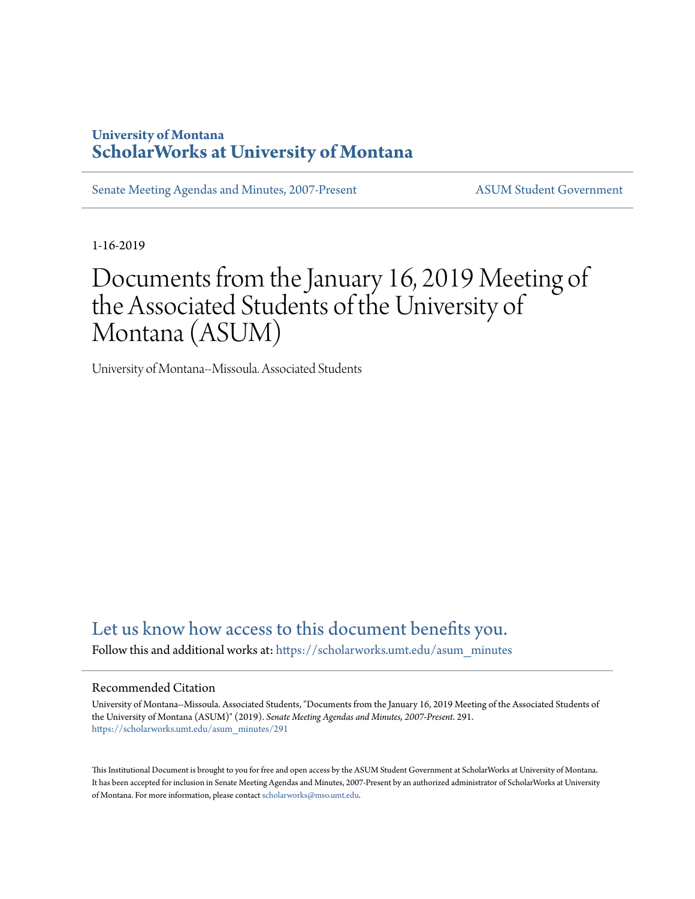University of Montana

# ScholarWorks at University of Montana

Senate Meeting Agendas and Minutes, 2007-Present

ASUM Student Government

1-16-2019

# Documents from the January 16, 2019 Meeting of the Associated Students of the University of Montana (ASUM)

University of Montana--Missoula. Associated Students

Let us know how access to this document benefits you.

Follow this and additional works at: https://scholarworks.umt.edu/asum_minutes

## Recommended Citation

University of Montana--Missoula. Associated Students, "Documents from the January 16, 2019 Meeting of the Associated Students of the University of Montana (ASUM)" (2019). *Senate Meeting Agendas and Minutes, 2007-Present*. 291.
https://scholarworks.umt.edu/asum_minutes/291

This Institutional Document is brought to you for free and open access by the ASUM Student Government at ScholarWorks at University of Montana. It has been accepted for inclusion in Senate Meeting Agendas and Minutes, 2007-Present by an authorized administrator of ScholarWorks at University of Montana. For more information, please contact scholarworks@mso.umt.edu.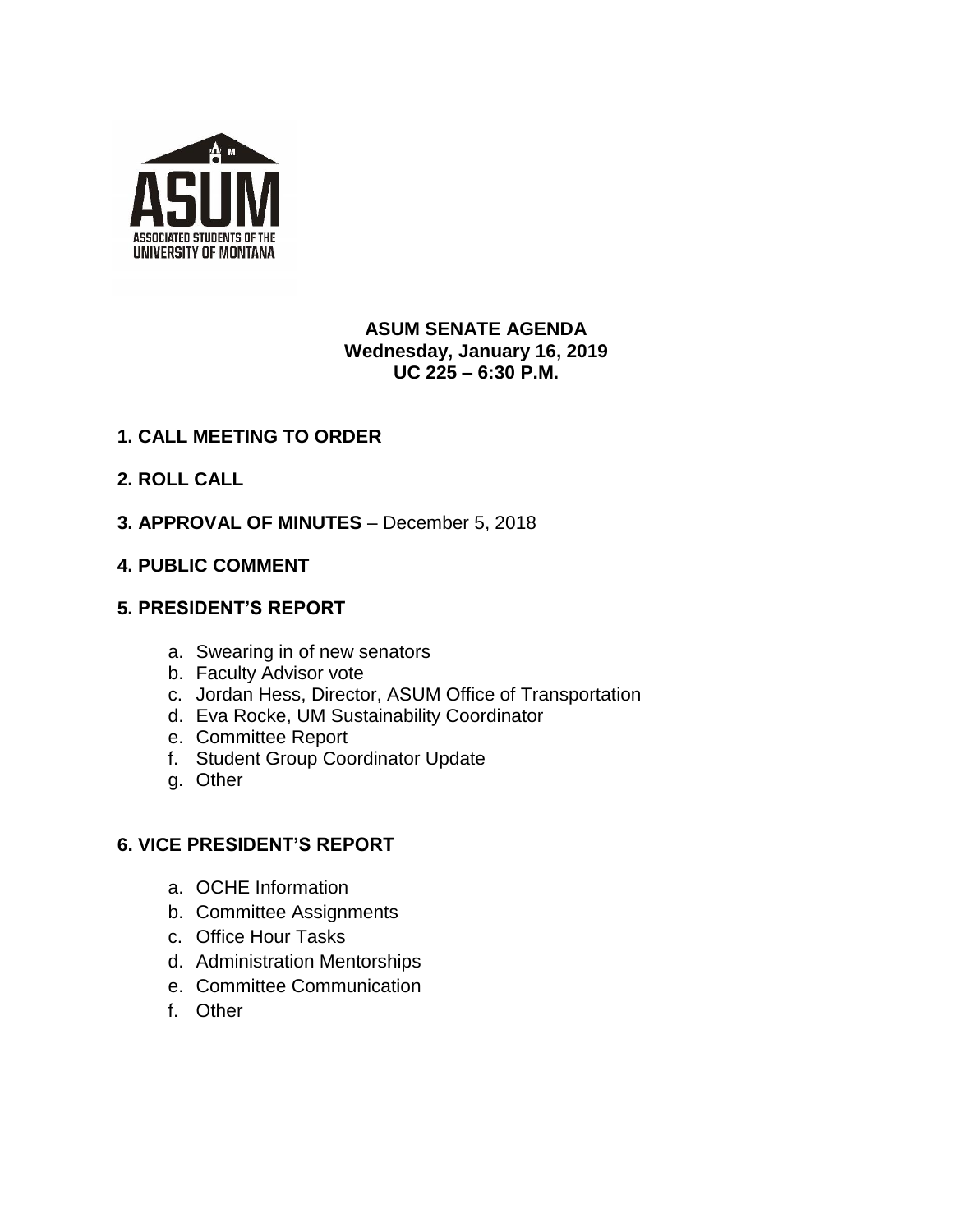ASUM

ASSOCIATED STUDENTS OF THE UNIVERSITY OF MONTANA

**ASUM SENATE AGENDA**
**Wednesday, January 16, 2019**
**UC 225 – 6:30 P.M.**

**1. CALL MEETING TO ORDER**

**2. ROLL CALL**

**3. APPROVAL OF MINUTES** – December 5, 2018

**4. PUBLIC COMMENT**

**5. PRESIDENT'S REPORT**

a. Swearing in of new senators
b. Faculty Advisor vote
c. Jordan Hess, Director, ASUM Office of Transportation
d. Eva Rocke, UM Sustainability Coordinator
e. Committee Report
f. Student Group Coordinator Update
g. Other

**6. VICE PRESIDENT'S REPORT**

a. OCHE Information
b. Committee Assignments
c. Office Hour Tasks
d. Administration Mentorships
e. Committee Communication
f. Other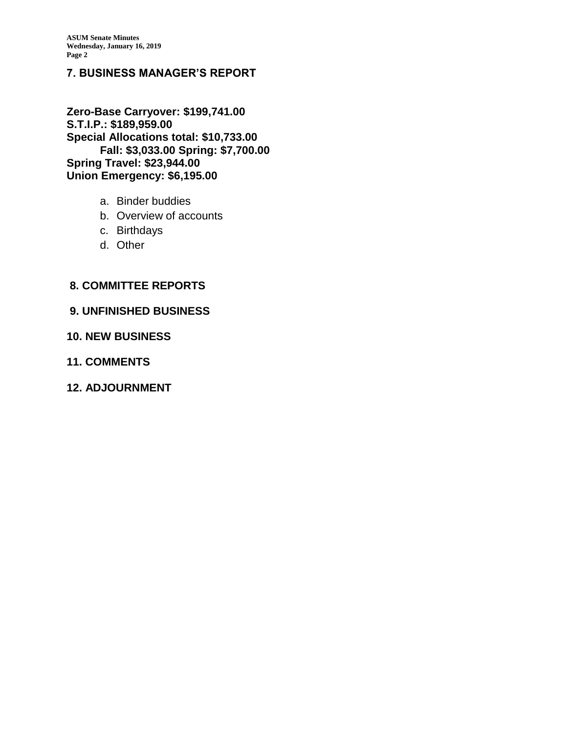## 7. BUSINESS MANAGER'S REPORT

**Zero-Base Carryover: $199,741.00**
**S.T.I.P.: $189,959.00**
**Special Allocations total: $10,733.00**
**Fall: $3,033.00 Spring: $7,700.00**
**Spring Travel: $23,944.00**
**Union Emergency: $6,195.00**

a. Binder buddies
b. Overview of accounts
c. Birthdays
d. Other

## 8. COMMITTEE REPORTS

## 9. UNFINISHED BUSINESS

## 10. NEW BUSINESS

## 11. COMMENTS

## 12. ADJOURNMENT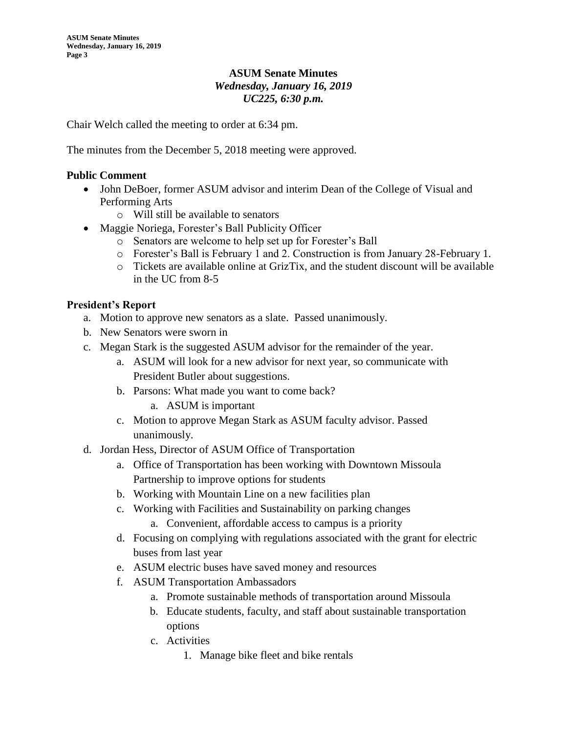**ASUM Senate Minutes**
***Wednesday, January 16, 2019***
***UC225, 6:30 p.m.***

Chair Welch called the meeting to order at 6:34 pm.

The minutes from the December 5, 2018 meeting were approved.

### Public Comment

- John DeBoer, former ASUM advisor and interim Dean of the College of Visual and Performing Arts
  - Will still be available to senators
- Maggie Noriega, Forester's Ball Publicity Officer
  - Senators are welcome to help set up for Forester's Ball
  - Forester's Ball is February 1 and 2. Construction is from January 28-February 1.
  - Tickets are available online at GrizTix, and the student discount will be available in the UC from 8-5

### President's Report

a. Motion to approve new senators as a slate. Passed unanimously.

b. New Senators were sworn in

c. Megan Stark is the suggested ASUM advisor for the remainder of the year.

   a. ASUM will look for a new advisor for next year, so communicate with President Butler about suggestions.

   b. Parsons: What made you want to come back?

      a. ASUM is important

   c. Motion to approve Megan Stark as ASUM faculty advisor. Passed unanimously.

d. Jordan Hess, Director of ASUM Office of Transportation

   a. Office of Transportation has been working with Downtown Missoula Partnership to improve options for students

   b. Working with Mountain Line on a new facilities plan

   c. Working with Facilities and Sustainability on parking changes

      a. Convenient, affordable access to campus is a priority

   d. Focusing on complying with regulations associated with the grant for electric buses from last year

   e. ASUM electric buses have saved money and resources

   f. ASUM Transportation Ambassadors

      a. Promote sustainable methods of transportation around Missoula

      b. Educate students, faculty, and staff about sustainable transportation options

      c. Activities

         1. Manage bike fleet and bike rentals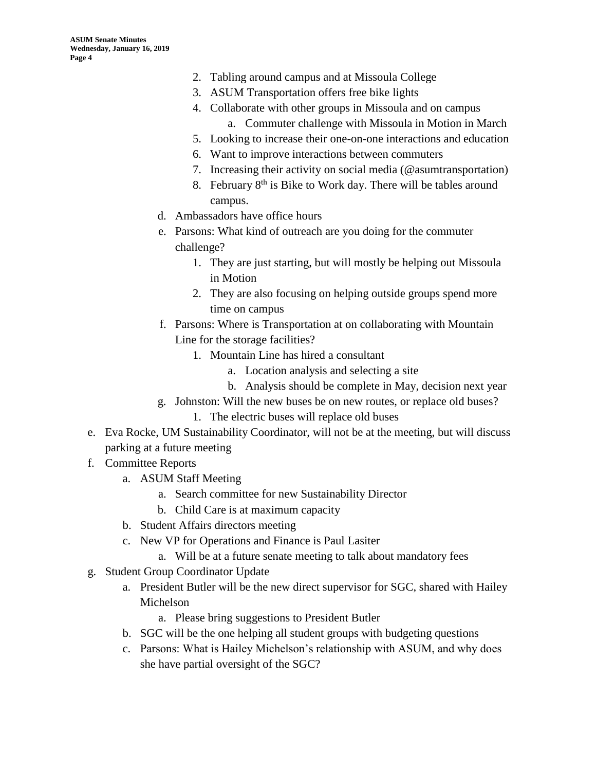2. Tabling around campus and at Missoula College
    3. ASUM Transportation offers free bike lights
    4. Collaborate with other groups in Missoula and on campus
        a. Commuter challenge with Missoula in Motion in March
    5. Looking to increase their one-on-one interactions and education
    6. Want to improve interactions between commuters
    7. Increasing their activity on social media (@asumtransportation)
    8. February 8th is Bike to Work day. There will be tables around campus.
  d. Ambassadors have office hours
  e. Parsons: What kind of outreach are you doing for the commuter challenge?
    1. They are just starting, but will mostly be helping out Missoula in Motion
    2. They are also focusing on helping outside groups spend more time on campus
  f. Parsons: Where is Transportation at on collaborating with Mountain Line for the storage facilities?
    1. Mountain Line has hired a consultant
        a. Location analysis and selecting a site
        b. Analysis should be complete in May, decision next year
  g. Johnston: Will the new buses be on new routes, or replace old buses?
    1. The electric buses will replace old buses

e. Eva Rocke, UM Sustainability Coordinator, will not be at the meeting, but will discuss parking at a future meeting
f. Committee Reports
  a. ASUM Staff Meeting
    a. Search committee for new Sustainability Director
    b. Child Care is at maximum capacity
  b. Student Affairs directors meeting
  c. New VP for Operations and Finance is Paul Lasiter
    a. Will be at a future senate meeting to talk about mandatory fees
g. Student Group Coordinator Update
  a. President Butler will be the new direct supervisor for SGC, shared with Hailey Michelson
    a. Please bring suggestions to President Butler
  b. SGC will be the one helping all student groups with budgeting questions
  c. Parsons: What is Hailey Michelson's relationship with ASUM, and why does she have partial oversight of the SGC?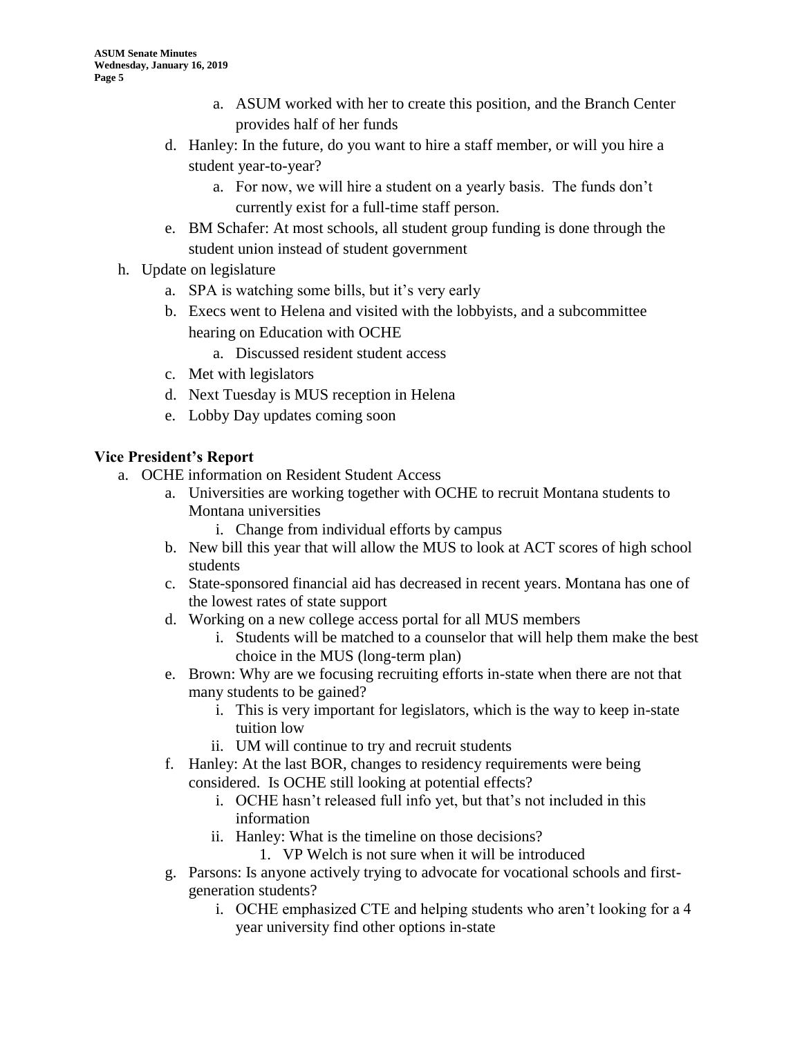- a. ASUM worked with her to create this position, and the Branch Center provides half of her funds
- d. Hanley: In the future, do you want to hire a staff member, or will you hire a student year-to-year?
  - a. For now, we will hire a student on a yearly basis. The funds don't currently exist for a full-time staff person.
- e. BM Schafer: At most schools, all student group funding is done through the student union instead of student government
- h. Update on legislature
  - a. SPA is watching some bills, but it's very early
  - b. Execs went to Helena and visited with the lobbyists, and a subcommittee hearing on Education with OCHE
    - a. Discussed resident student access
  - c. Met with legislators
  - d. Next Tuesday is MUS reception in Helena
  - e. Lobby Day updates coming soon

**Vice President's Report**

- a. OCHE information on Resident Student Access
  - a. Universities are working together with OCHE to recruit Montana students to Montana universities
    - i. Change from individual efforts by campus
  - b. New bill this year that will allow the MUS to look at ACT scores of high school students
  - c. State-sponsored financial aid has decreased in recent years. Montana has one of the lowest rates of state support
  - d. Working on a new college access portal for all MUS members
    - i. Students will be matched to a counselor that will help them make the best choice in the MUS (long-term plan)
  - e. Brown: Why are we focusing recruiting efforts in-state when there are not that many students to be gained?
    - i. This is very important for legislators, which is the way to keep in-state tuition low
    - ii. UM will continue to try and recruit students
  - f. Hanley: At the last BOR, changes to residency requirements were being considered. Is OCHE still looking at potential effects?
    - i. OCHE hasn't released full info yet, but that's not included in this information
    - ii. Hanley: What is the timeline on those decisions?
      - 1. VP Welch is not sure when it will be introduced
  - g. Parsons: Is anyone actively trying to advocate for vocational schools and first-generation students?
    - i. OCHE emphasized CTE and helping students who aren't looking for a 4 year university find other options in-state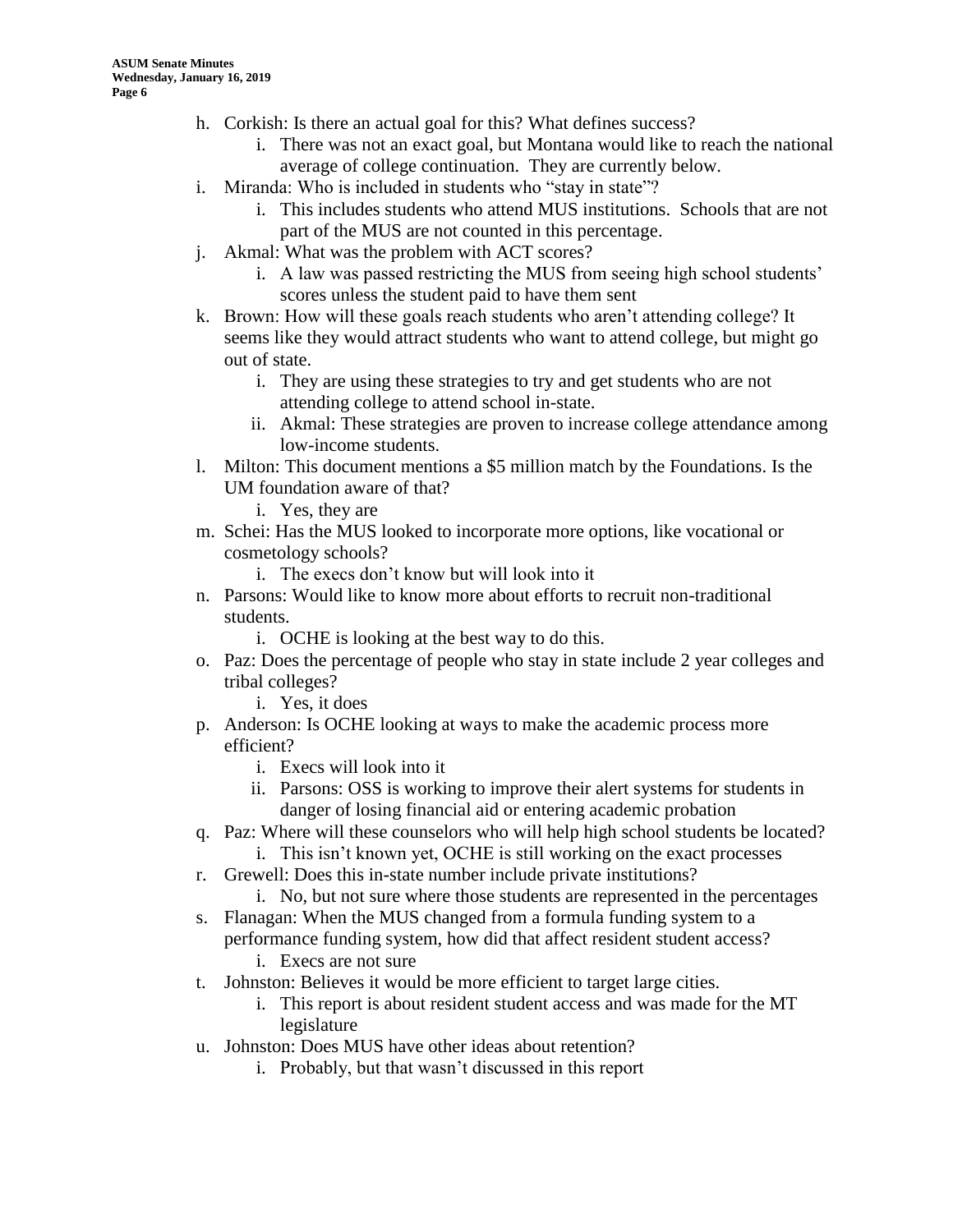h. Corkish: Is there an actual goal for this? What defines success?
   i. There was not an exact goal, but Montana would like to reach the national average of college continuation. They are currently below.
i. Miranda: Who is included in students who "stay in state"?
   i. This includes students who attend MUS institutions. Schools that are not part of the MUS are not counted in this percentage.
j. Akmal: What was the problem with ACT scores?
   i. A law was passed restricting the MUS from seeing high school students' scores unless the student paid to have them sent
k. Brown: How will these goals reach students who aren't attending college? It seems like they would attract students who want to attend college, but might go out of state.
   i. They are using these strategies to try and get students who are not attending college to attend school in-state.
   ii. Akmal: These strategies are proven to increase college attendance among low-income students.
l. Milton: This document mentions a $5 million match by the Foundations. Is the UM foundation aware of that?
   i. Yes, they are
m. Schei: Has the MUS looked to incorporate more options, like vocational or cosmetology schools?
   i. The execs don't know but will look into it
n. Parsons: Would like to know more about efforts to recruit non-traditional students.
   i. OCHE is looking at the best way to do this.
o. Paz: Does the percentage of people who stay in state include 2 year colleges and tribal colleges?
   i. Yes, it does
p. Anderson: Is OCHE looking at ways to make the academic process more efficient?
   i. Execs will look into it
   ii. Parsons: OSS is working to improve their alert systems for students in danger of losing financial aid or entering academic probation
q. Paz: Where will these counselors who will help high school students be located?
   i. This isn't known yet, OCHE is still working on the exact processes
r. Grewell: Does this in-state number include private institutions?
   i. No, but not sure where those students are represented in the percentages
s. Flanagan: When the MUS changed from a formula funding system to a performance funding system, how did that affect resident student access?
   i. Execs are not sure
t. Johnston: Believes it would be more efficient to target large cities.
   i. This report is about resident student access and was made for the MT legislature
u. Johnston: Does MUS have other ideas about retention?
   i. Probably, but that wasn't discussed in this report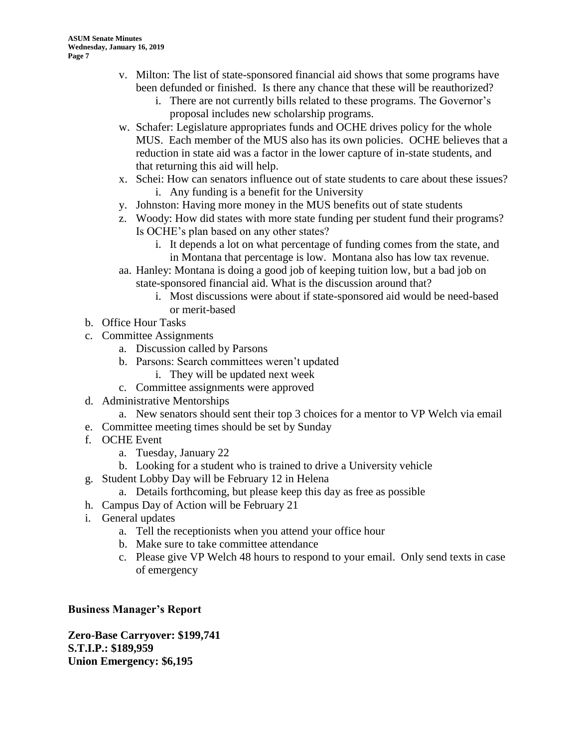- v. Milton: The list of state-sponsored financial aid shows that some programs have been defunded or finished. Is there any chance that these will be reauthorized?
    - i. There are not currently bills related to these programs. The Governor's proposal includes new scholarship programs.
- w. Schafer: Legislature appropriates funds and OCHE drives policy for the whole MUS. Each member of the MUS also has its own policies. OCHE believes that a reduction in state aid was a factor in the lower capture of in-state students, and that returning this aid will help.
- x. Schei: How can senators influence out of state students to care about these issues?
    - i. Any funding is a benefit for the University
- y. Johnston: Having more money in the MUS benefits out of state students
- z. Woody: How did states with more state funding per student fund their programs? Is OCHE's plan based on any other states?
    - i. It depends a lot on what percentage of funding comes from the state, and in Montana that percentage is low. Montana also has low tax revenue.
- aa. Hanley: Montana is doing a good job of keeping tuition low, but a bad job on state-sponsored financial aid. What is the discussion around that?
    - i. Most discussions were about if state-sponsored aid would be need-based or merit-based

b. Office Hour Tasks

c. Committee Assignments
- a. Discussion called by Parsons
- b. Parsons: Search committees weren't updated
    - i. They will be updated next week
- c. Committee assignments were approved

d. Administrative Mentorships
- a. New senators should sent their top 3 choices for a mentor to VP Welch via email

e. Committee meeting times should be set by Sunday

f. OCHE Event
- a. Tuesday, January 22
- b. Looking for a student who is trained to drive a University vehicle

g. Student Lobby Day will be February 12 in Helena
- a. Details forthcoming, but please keep this day as free as possible

h. Campus Day of Action will be February 21

i. General updates
- a. Tell the receptionists when you attend your office hour
- b. Make sure to take committee attendance
- c. Please give VP Welch 48 hours to respond to your email. Only send texts in case of emergency

**Business Manager's Report**

**Zero-Base Carryover: $199,741**
**S.T.I.P.: $189,959**
**Union Emergency: $6,195**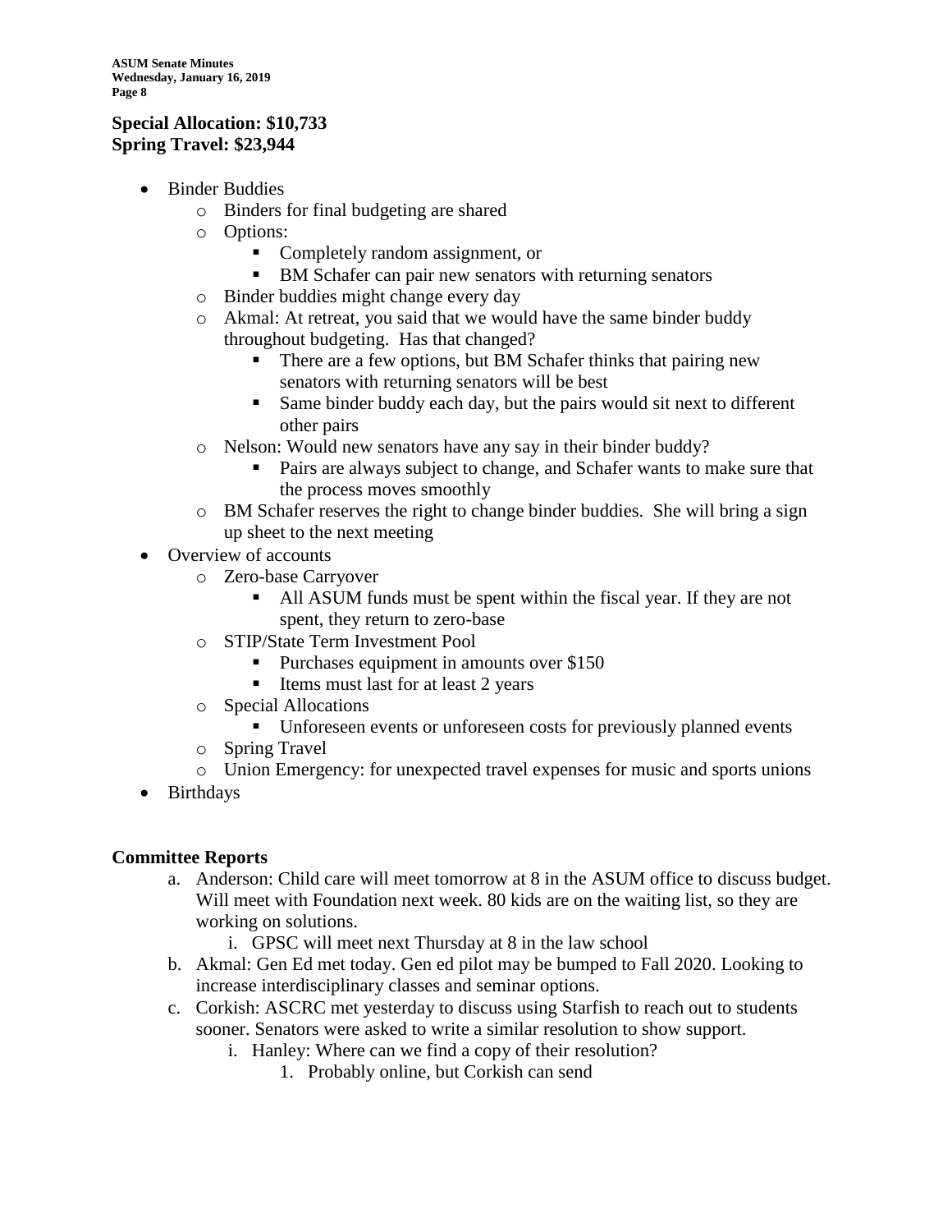**Special Allocation: $10,733**
**Spring Travel: $23,944**

- Binder Buddies
    - Binders for final budgeting are shared
    - Options:
        - Completely random assignment, or
        - BM Schafer can pair new senators with returning senators
    - Binder buddies might change every day
    - Akmal: At retreat, you said that we would have the same binder buddy throughout budgeting. Has that changed?
        - There are a few options, but BM Schafer thinks that pairing new senators with returning senators will be best
        - Same binder buddy each day, but the pairs would sit next to different other pairs
    - Nelson: Would new senators have any say in their binder buddy?
        - Pairs are always subject to change, and Schafer wants to make sure that the process moves smoothly
    - BM Schafer reserves the right to change binder buddies. She will bring a sign up sheet to the next meeting
- Overview of accounts
    - Zero-base Carryover
        - All ASUM funds must be spent within the fiscal year. If they are not spent, they return to zero-base
    - STIP/State Term Investment Pool
        - Purchases equipment in amounts over $150
        - Items must last for at least 2 years
    - Special Allocations
        - Unforeseen events or unforeseen costs for previously planned events
    - Spring Travel
    - Union Emergency: for unexpected travel expenses for music and sports unions
- Birthdays

**Committee Reports**

a. Anderson: Child care will meet tomorrow at 8 in the ASUM office to discuss budget. Will meet with Foundation next week. 80 kids are on the waiting list, so they are working on solutions.
    i. GPSC will meet next Thursday at 8 in the law school
b. Akmal: Gen Ed met today. Gen ed pilot may be bumped to Fall 2020. Looking to increase interdisciplinary classes and seminar options.
c. Corkish: ASCRC met yesterday to discuss using Starfish to reach out to students sooner. Senators were asked to write a similar resolution to show support.
    i. Hanley: Where can we find a copy of their resolution?
        1. Probably online, but Corkish can send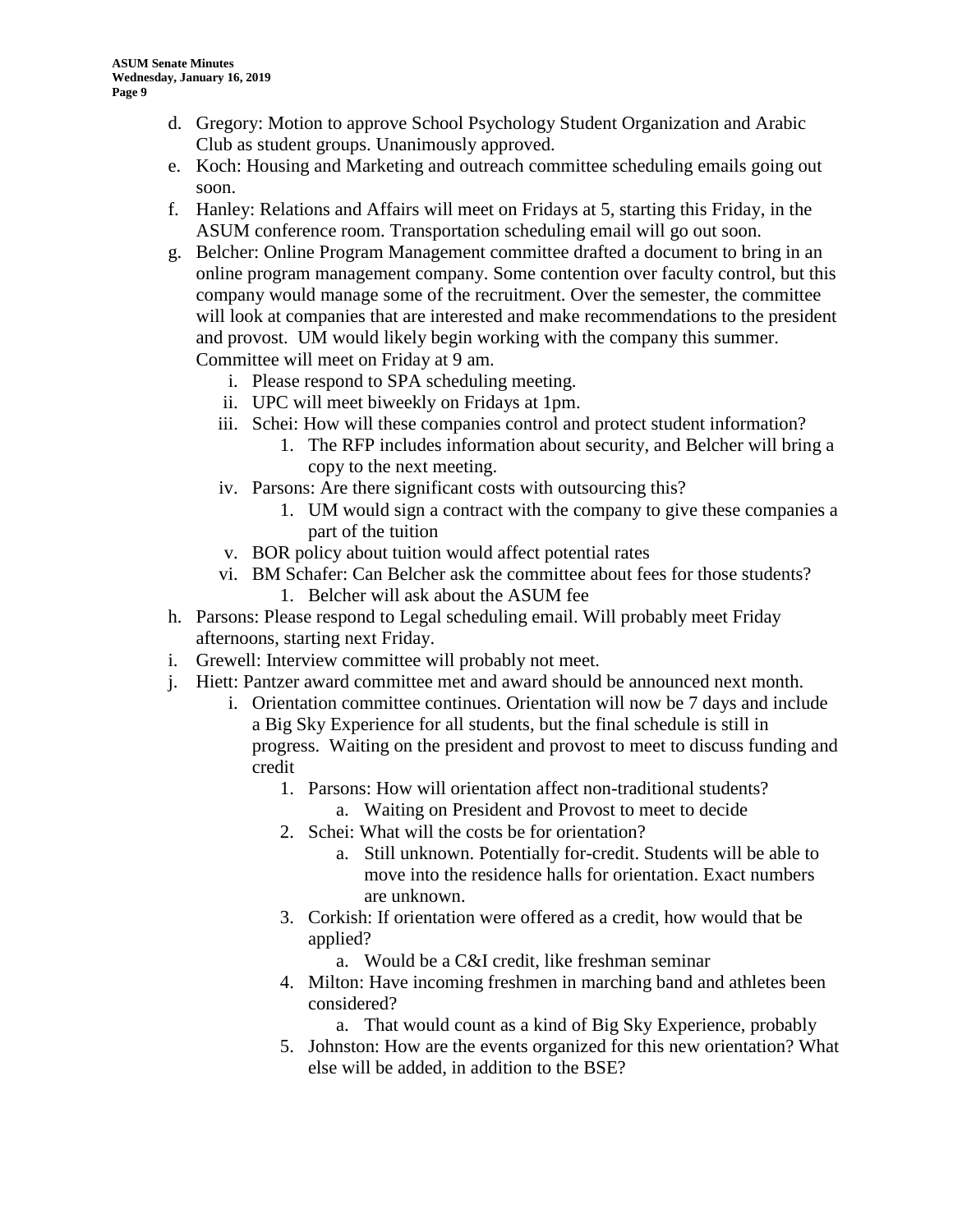d. Gregory: Motion to approve School Psychology Student Organization and Arabic Club as student groups. Unanimously approved.

e. Koch: Housing and Marketing and outreach committee scheduling emails going out soon.

f. Hanley: Relations and Affairs will meet on Fridays at 5, starting this Friday, in the ASUM conference room. Transportation scheduling email will go out soon.

g. Belcher: Online Program Management committee drafted a document to bring in an online program management company. Some contention over faculty control, but this company would manage some of the recruitment. Over the semester, the committee will look at companies that are interested and make recommendations to the president and provost. UM would likely begin working with the company this summer. Committee will meet on Friday at 9 am.

   i. Please respond to SPA scheduling meeting.

   ii. UPC will meet biweekly on Fridays at 1pm.

   iii. Schei: How will these companies control and protect student information?

      1. The RFP includes information about security, and Belcher will bring a copy to the next meeting.

   iv. Parsons: Are there significant costs with outsourcing this?

      1. UM would sign a contract with the company to give these companies a part of the tuition

   v. BOR policy about tuition would affect potential rates

   vi. BM Schafer: Can Belcher ask the committee about fees for those students?

      1. Belcher will ask about the ASUM fee

h. Parsons: Please respond to Legal scheduling email. Will probably meet Friday afternoons, starting next Friday.

i. Grewell: Interview committee will probably not meet.

j. Hiett: Pantzer award committee met and award should be announced next month.

   i. Orientation committee continues. Orientation will now be 7 days and include a Big Sky Experience for all students, but the final schedule is still in progress. Waiting on the president and provost to meet to discuss funding and credit

      1. Parsons: How will orientation affect non-traditional students?

         a. Waiting on President and Provost to meet to decide

      2. Schei: What will the costs be for orientation?

         a. Still unknown. Potentially for-credit. Students will be able to move into the residence halls for orientation. Exact numbers are unknown.

      3. Corkish: If orientation were offered as a credit, how would that be applied?

         a. Would be a C&I credit, like freshman seminar

      4. Milton: Have incoming freshmen in marching band and athletes been considered?

         a. That would count as a kind of Big Sky Experience, probably

      5. Johnston: How are the events organized for this new orientation? What else will be added, in addition to the BSE?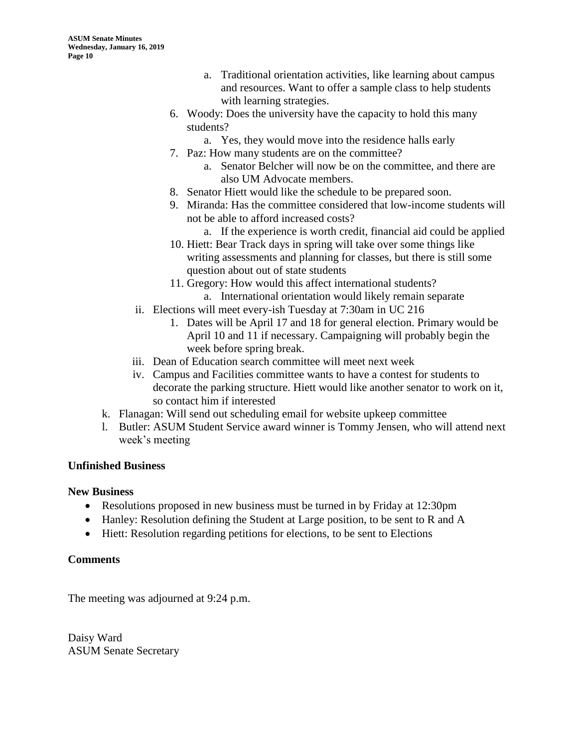a. Traditional orientation activities, like learning about campus and resources. Want to offer a sample class to help students with learning strategies.

6. Woody: Does the university have the capacity to hold this many students?
    a. Yes, they would move into the residence halls early
7. Paz: How many students are on the committee?
    a. Senator Belcher will now be on the committee, and there are also UM Advocate members.
8. Senator Hiett would like the schedule to be prepared soon.
9. Miranda: Has the committee considered that low-income students will not be able to afford increased costs?
    a. If the experience is worth credit, financial aid could be applied
10. Hiett: Bear Track days in spring will take over some things like writing assessments and planning for classes, but there is still some question about out of state students
11. Gregory: How would this affect international students?
    a. International orientation would likely remain separate

ii. Elections will meet every-ish Tuesday at 7:30am in UC 216
   1. Dates will be April 17 and 18 for general election. Primary would be April 10 and 11 if necessary. Campaigning will probably begin the week before spring break.

iii. Dean of Education search committee will meet next week

iv. Campus and Facilities committee wants to have a contest for students to decorate the parking structure. Hiett would like another senator to work on it, so contact him if interested

k. Flanagan: Will send out scheduling email for website upkeep committee

l. Butler: ASUM Student Service award winner is Tommy Jensen, who will attend next week's meeting

**Unfinished Business**

**New Business**

- Resolutions proposed in new business must be turned in by Friday at 12:30pm
- Hanley: Resolution defining the Student at Large position, to be sent to R and A
- Hiett: Resolution regarding petitions for elections, to be sent to Elections

**Comments**

The meeting was adjourned at 9:24 p.m.

Daisy Ward
ASUM Senate Secretary